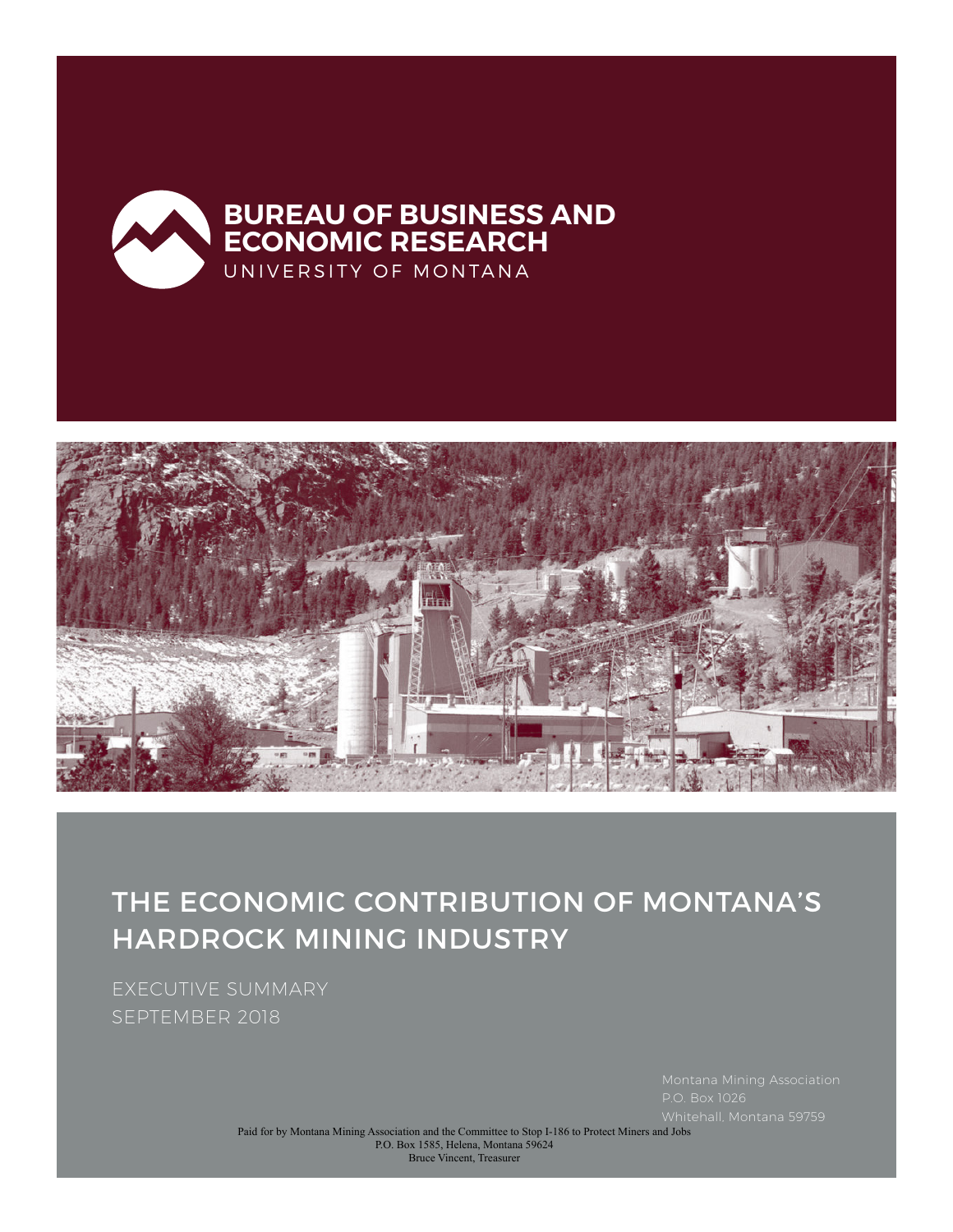**BUREAU OF BUSINESS AND ECONOMIC RESEARCH**
UNIVERSITY OF MONTANA

# THE ECONOMIC CONTRIBUTION OF MONTANA'S HARDROCK MINING INDUSTRY

EXECUTIVE SUMMARY
SEPTEMBER 2018

Montana Mining Association
P.O. Box 1026
Whitehall, Montana 59759

Paid for by Montana Mining Association and the Committee to Stop I-186 to Protect Miners and Jobs
P.O. Box 1585, Helena, Montana 59624
Bruce Vincent, Treasurer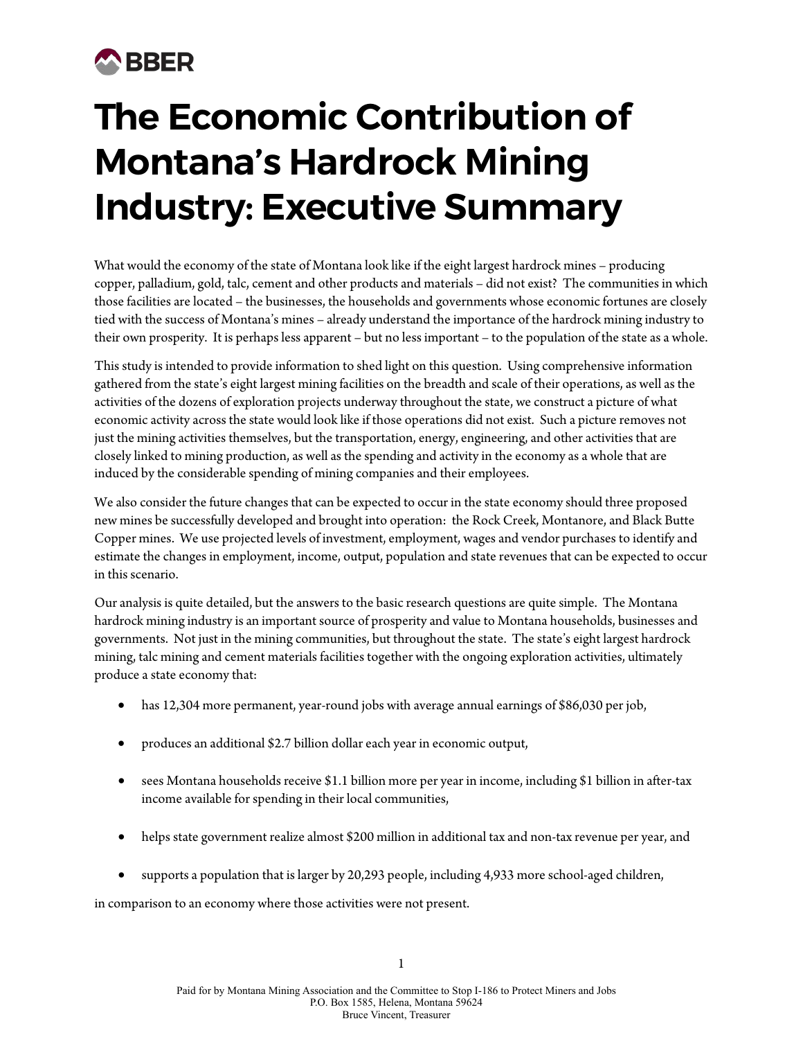BBER

# The Economic Contribution of Montana's Hardrock Mining Industry: Executive Summary

What would the economy of the state of Montana look like if the eight largest hardrock mines – producing copper, palladium, gold, talc, cement and other products and materials – did not exist? The communities in which those facilities are located – the businesses, the households and governments whose economic fortunes are closely tied with the success of Montana's mines – already understand the importance of the hardrock mining industry to their own prosperity. It is perhaps less apparent – but no less important – to the population of the state as a whole.

This study is intended to provide information to shed light on this question. Using comprehensive information gathered from the state's eight largest mining facilities on the breadth and scale of their operations, as well as the activities of the dozens of exploration projects underway throughout the state, we construct a picture of what economic activity across the state would look like if those operations did not exist. Such a picture removes not just the mining activities themselves, but the transportation, energy, engineering, and other activities that are closely linked to mining production, as well as the spending and activity in the economy as a whole that are induced by the considerable spending of mining companies and their employees.

We also consider the future changes that can be expected to occur in the state economy should three proposed new mines be successfully developed and brought into operation: the Rock Creek, Montanore, and Black Butte Copper mines. We use projected levels of investment, employment, wages and vendor purchases to identify and estimate the changes in employment, income, output, population and state revenues that can be expected to occur in this scenario.

Our analysis is quite detailed, but the answers to the basic research questions are quite simple. The Montana hardrock mining industry is an important source of prosperity and value to Montana households, businesses and governments. Not just in the mining communities, but throughout the state. The state's eight largest hardrock mining, talc mining and cement materials facilities together with the ongoing exploration activities, ultimately produce a state economy that:

- has 12,304 more permanent, year-round jobs with average annual earnings of $86,030 per job,
- produces an additional $2.7 billion dollar each year in economic output,
- sees Montana households receive $1.1 billion more per year in income, including $1 billion in after-tax income available for spending in their local communities,
- helps state government realize almost $200 million in additional tax and non-tax revenue per year, and
- supports a population that is larger by 20,293 people, including 4,933 more school-aged children,

in comparison to an economy where those activities were not present.

Paid for by Montana Mining Association and the Committee to Stop I-186 to Protect Miners and Jobs
P.O. Box 1585, Helena, Montana 59624
Bruce Vincent, Treasurer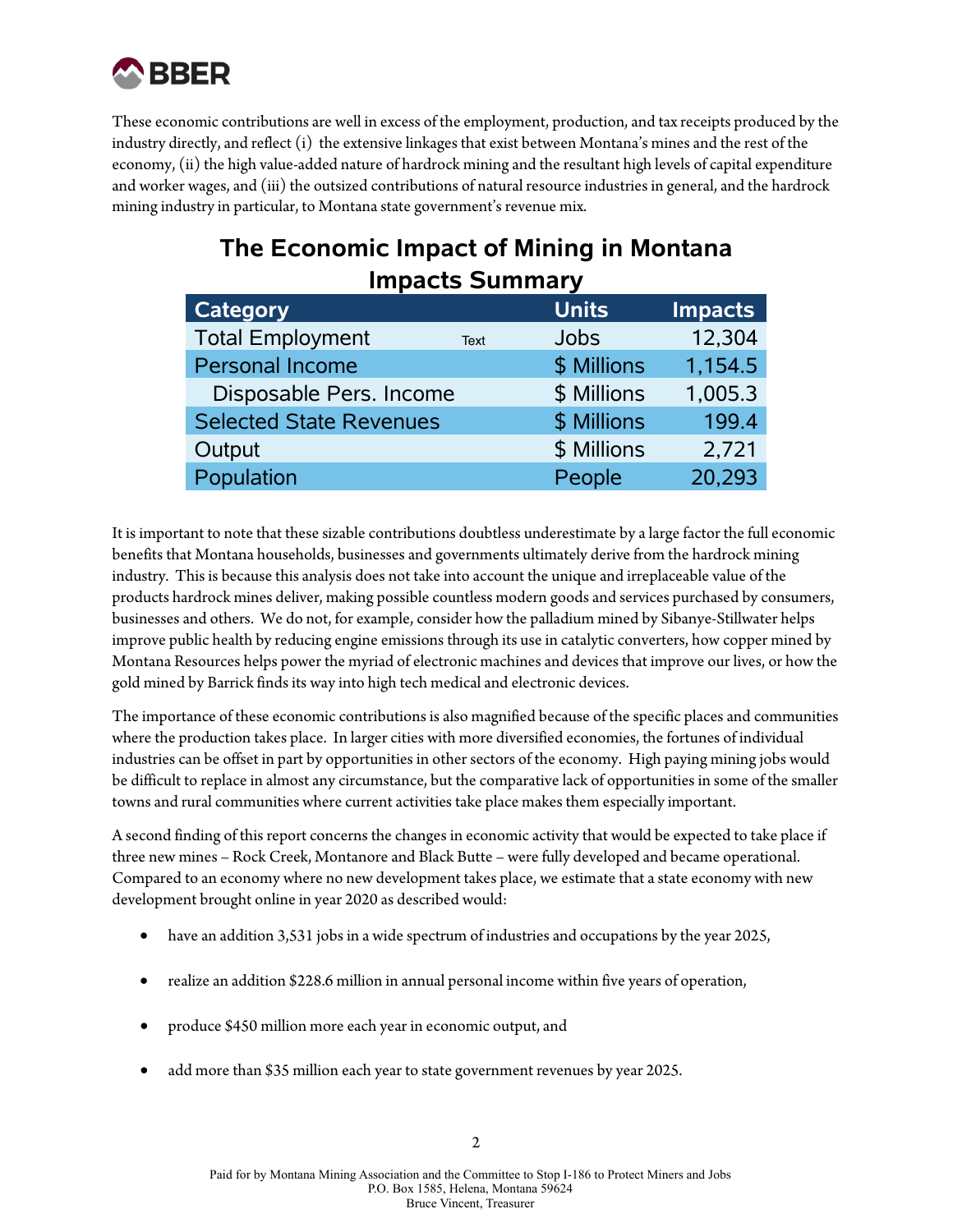These economic contributions are well in excess of the employment, production, and tax receipts produced by the industry directly, and reflect (i) the extensive linkages that exist between Montana's mines and the rest of the economy, (ii) the high value-added nature of hardrock mining and the resultant high levels of capital expenditure and worker wages, and (iii) the outsized contributions of natural resource industries in general, and the hardrock mining industry in particular, to Montana state government's revenue mix.

## The Economic Impact of Mining in Montana
## Impacts Summary

| Category | Units | Impacts |
|---|---|---|
| Total Employment | Jobs | 12,304 |
| Personal Income | $ Millions | 1,154.5 |
| Disposable Pers. Income | $ Millions | 1,005.3 |
| Selected State Revenues | $ Millions | 199.4 |
| Output | $ Millions | 2,721 |
| Population | People | 20,293 |

It is important to note that these sizable contributions doubtless underestimate by a large factor the full economic benefits that Montana households, businesses and governments ultimately derive from the hardrock mining industry. This is because this analysis does not take into account the unique and irreplaceable value of the products hardrock mines deliver, making possible countless modern goods and services purchased by consumers, businesses and others. We do not, for example, consider how the palladium mined by Sibanye-Stillwater helps improve public health by reducing engine emissions through its use in catalytic converters, how copper mined by Montana Resources helps power the myriad of electronic machines and devices that improve our lives, or how the gold mined by Barrick finds its way into high tech medical and electronic devices.

The importance of these economic contributions is also magnified because of the specific places and communities where the production takes place. In larger cities with more diversified economies, the fortunes of individual industries can be offset in part by opportunities in other sectors of the economy. High paying mining jobs would be difficult to replace in almost any circumstance, but the comparative lack of opportunities in some of the smaller towns and rural communities where current activities take place makes them especially important.

A second finding of this report concerns the changes in economic activity that would be expected to take place if three new mines – Rock Creek, Montanore and Black Butte – were fully developed and became operational. Compared to an economy where no new development takes place, we estimate that a state economy with new development brought online in year 2020 as described would:

- have an addition 3,531 jobs in a wide spectrum of industries and occupations by the year 2025,
- realize an addition $228.6 million in annual personal income within five years of operation,
- produce $450 million more each year in economic output, and
- add more than $35 million each year to state government revenues by year 2025.

Paid for by Montana Mining Association and the Committee to Stop I-186 to Protect Miners and Jobs
P.O. Box 1585, Helena, Montana 59624
Bruce Vincent, Treasurer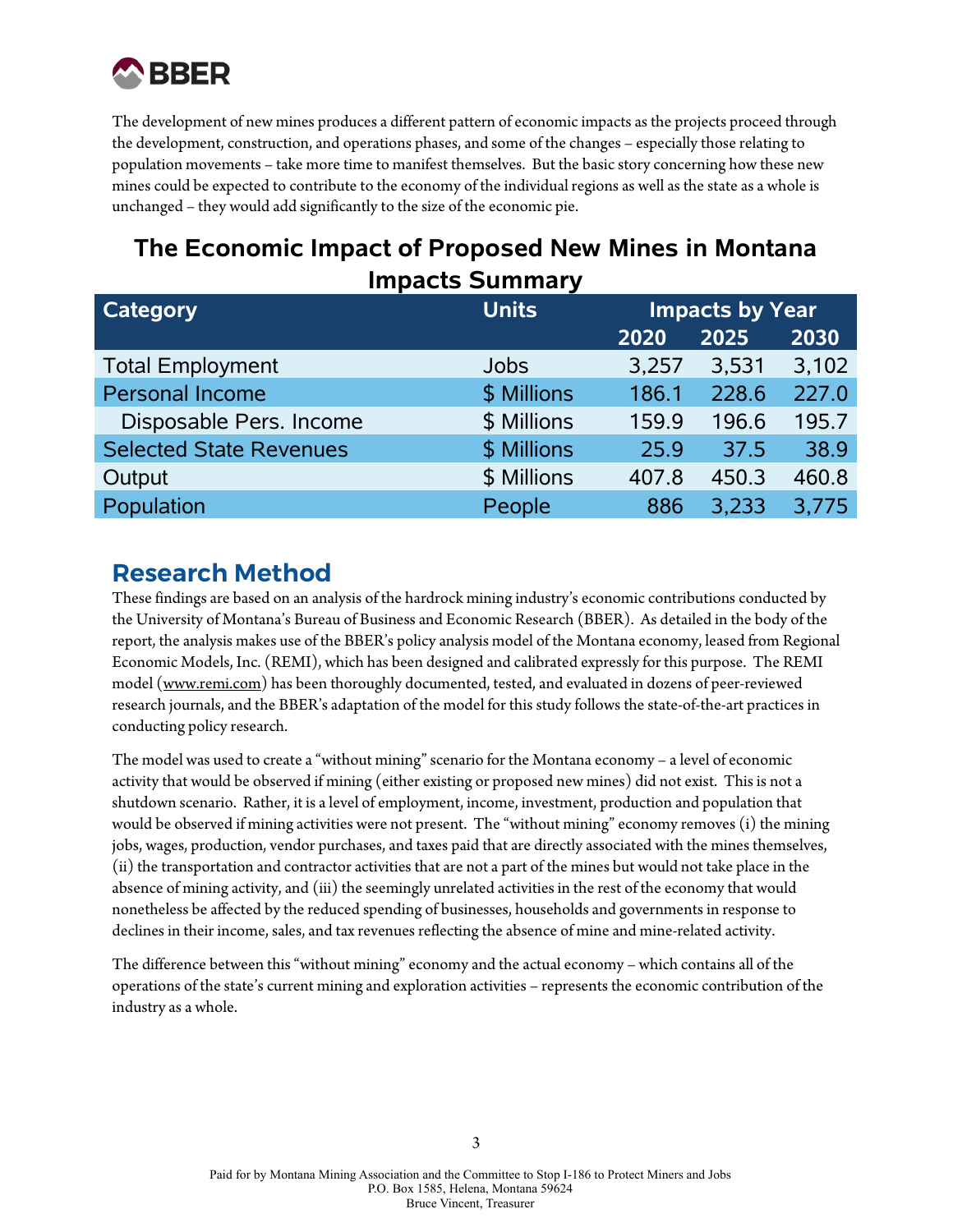The development of new mines produces a different pattern of economic impacts as the projects proceed through the development, construction, and operations phases, and some of the changes – especially those relating to population movements – take more time to manifest themselves. But the basic story concerning how these new mines could be expected to contribute to the economy of the individual regions as well as the state as a whole is unchanged – they would add significantly to the size of the economic pie.

## The Economic Impact of Proposed New Mines in Montana Impacts Summary

| Category | Units | Impacts by Year | | |
|---|---|---|---|---|
| | | 2020 | 2025 | 2030 |
| Total Employment | Jobs | 3,257 | 3,531 | 3,102 |
| Personal Income | $ Millions | 186.1 | 228.6 | 227.0 |
| Disposable Pers. Income | $ Millions | 159.9 | 196.6 | 195.7 |
| Selected State Revenues | $ Millions | 25.9 | 37.5 | 38.9 |
| Output | $ Millions | 407.8 | 450.3 | 460.8 |
| Population | People | 886 | 3,233 | 3,775 |

## Research Method

These findings are based on an analysis of the hardrock mining industry's economic contributions conducted by the University of Montana's Bureau of Business and Economic Research (BBER). As detailed in the body of the report, the analysis makes use of the BBER's policy analysis model of the Montana economy, leased from Regional Economic Models, Inc. (REMI), which has been designed and calibrated expressly for this purpose. The REMI model (www.remi.com) has been thoroughly documented, tested, and evaluated in dozens of peer-reviewed research journals, and the BBER's adaptation of the model for this study follows the state-of-the-art practices in conducting policy research.

The model was used to create a "without mining" scenario for the Montana economy – a level of economic activity that would be observed if mining (either existing or proposed new mines) did not exist. This is not a shutdown scenario. Rather, it is a level of employment, income, investment, production and population that would be observed if mining activities were not present. The "without mining" economy removes (i) the mining jobs, wages, production, vendor purchases, and taxes paid that are directly associated with the mines themselves, (ii) the transportation and contractor activities that are not a part of the mines but would not take place in the absence of mining activity, and (iii) the seemingly unrelated activities in the rest of the economy that would nonetheless be affected by the reduced spending of businesses, households and governments in response to declines in their income, sales, and tax revenues reflecting the absence of mine and mine-related activity.

The difference between this "without mining" economy and the actual economy – which contains all of the operations of the state's current mining and exploration activities – represents the economic contribution of the industry as a whole.

Paid for by Montana Mining Association and the Committee to Stop I-186 to Protect Miners and Jobs
P.O. Box 1585, Helena, Montana 59624
Bruce Vincent, Treasurer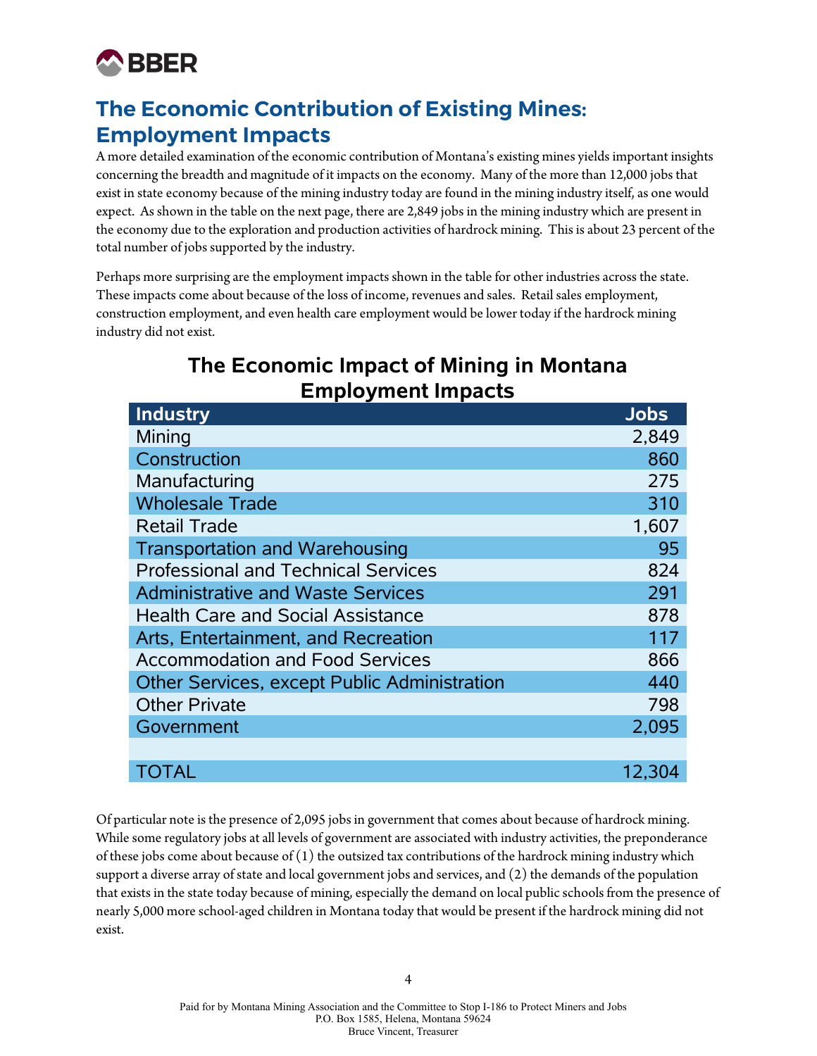## The Economic Contribution of Existing Mines: Employment Impacts

A more detailed examination of the economic contribution of Montana's existing mines yields important insights concerning the breadth and magnitude of it impacts on the economy. Many of the more than 12,000 jobs that exist in state economy because of the mining industry today are found in the mining industry itself, as one would expect. As shown in the table on the next page, there are 2,849 jobs in the mining industry which are present in the economy due to the exploration and production activities of hardrock mining. This is about 23 percent of the total number of jobs supported by the industry.

Perhaps more surprising are the employment impacts shown in the table for other industries across the state. These impacts come about because of the loss of income, revenues and sales. Retail sales employment, construction employment, and even health care employment would be lower today if the hardrock mining industry did not exist.

### The Economic Impact of Mining in Montana
### Employment Impacts

| Industry | Jobs |
|---|---|
| Mining | 2,849 |
| Construction | 860 |
| Manufacturing | 275 |
| Wholesale Trade | 310 |
| Retail Trade | 1,607 |
| Transportation and Warehousing | 95 |
| Professional and Technical Services | 824 |
| Administrative and Waste Services | 291 |
| Health Care and Social Assistance | 878 |
| Arts, Entertainment, and Recreation | 117 |
| Accommodation and Food Services | 866 |
| Other Services, except Public Administration | 440 |
| Other Private | 798 |
| Government | 2,095 |
| | |
| TOTAL | 12,304 |

Of particular note is the presence of 2,095 jobs in government that comes about because of hardrock mining. While some regulatory jobs at all levels of government are associated with industry activities, the preponderance of these jobs come about because of (1) the outsized tax contributions of the hardrock mining industry which support a diverse array of state and local government jobs and services, and (2) the demands of the population that exists in the state today because of mining, especially the demand on local public schools from the presence of nearly 5,000 more school-aged children in Montana today that would be present if the hardrock mining did not exist.

Paid for by Montana Mining Association and the Committee to Stop I-186 to Protect Miners and Jobs
P.O. Box 1585, Helena, Montana 59624
Bruce Vincent, Treasurer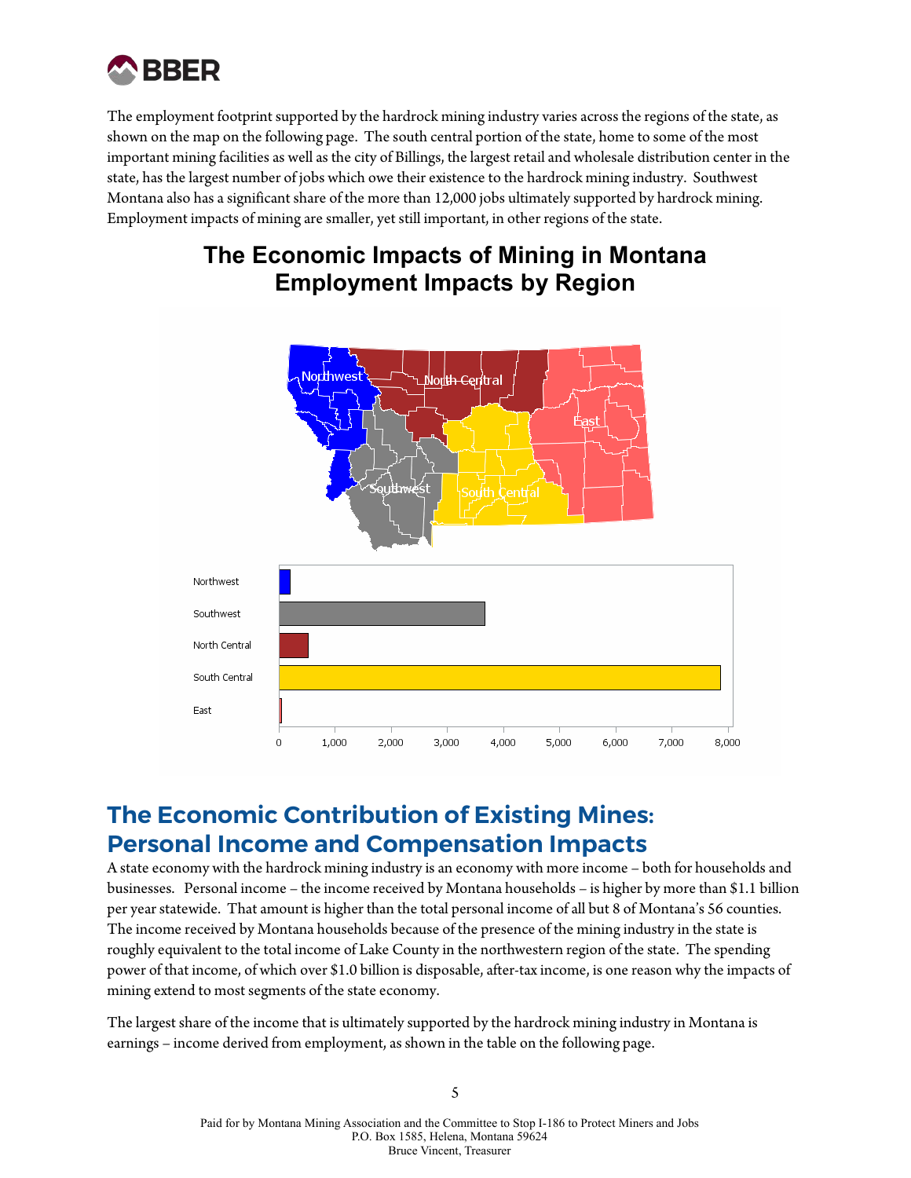The employment footprint supported by the hardrock mining industry varies across the regions of the state, as shown on the map on the following page. The south central portion of the state, home to some of the most important mining facilities as well as the city of Billings, the largest retail and wholesale distribution center in the state, has the largest number of jobs which owe their existence to the hardrock mining industry. Southwest Montana also has a significant share of the more than 12,000 jobs ultimately supported by hardrock mining. Employment impacts of mining are smaller, yet still important, in other regions of the state.

**The Economic Impacts of Mining in Montana**
**Employment Impacts by Region**

## The Economic Contribution of Existing Mines: Personal Income and Compensation Impacts

A state economy with the hardrock mining industry is an economy with more income – both for households and businesses. Personal income – the income received by Montana households – is higher by more than $1.1 billion per year statewide. That amount is higher than the total personal income of all but 8 of Montana's 56 counties. The income received by Montana households because of the presence of the mining industry in the state is roughly equivalent to the total income of Lake County in the northwestern region of the state. The spending power of that income, of which over $1.0 billion is disposable, after-tax income, is one reason why the impacts of mining extend to most segments of the state economy.

The largest share of the income that is ultimately supported by the hardrock mining industry in Montana is earnings – income derived from employment, as shown in the table on the following page.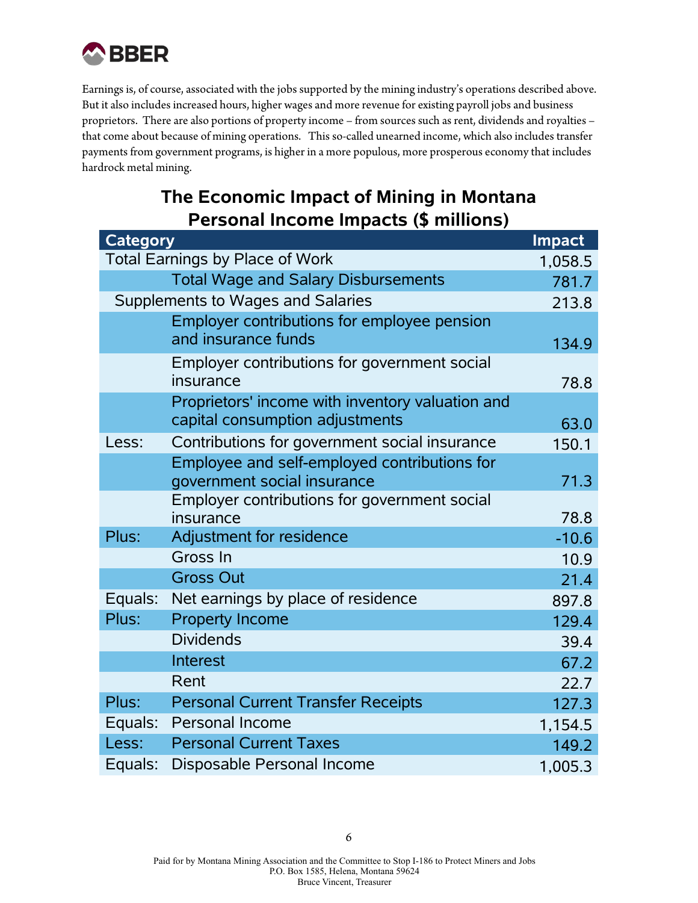Earnings is, of course, associated with the jobs supported by the mining industry's operations described above. But it also includes increased hours, higher wages and more revenue for existing payroll jobs and business proprietors. There are also portions of property income – from sources such as rent, dividends and royalties – that come about because of mining operations. This so-called unearned income, which also includes transfer payments from government programs, is higher in a more populous, more prosperous economy that includes hardrock metal mining.

## The Economic Impact of Mining in Montana
## Personal Income Impacts ($ millions)

| Category | | Impact |
|---|---|---|
| Total Earnings by Place of Work | | 1,058.5 |
| | Total Wage and Salary Disbursements | 781.7 |
| Supplements to Wages and Salaries | | 213.8 |
| | Employer contributions for employee pension and insurance funds | 134.9 |
| | Employer contributions for government social insurance | 78.8 |
| | Proprietors' income with inventory valuation and capital consumption adjustments | 63.0 |
| Less: | Contributions for government social insurance | 150.1 |
| | Employee and self-employed contributions for government social insurance | 71.3 |
| | Employer contributions for government social insurance | 78.8 |
| Plus: | Adjustment for residence | -10.6 |
| | Gross In | 10.9 |
| | Gross Out | 21.4 |
| Equals: | Net earnings by place of residence | 897.8 |
| Plus: | Property Income | 129.4 |
| | Dividends | 39.4 |
| | Interest | 67.2 |
| | Rent | 22.7 |
| Plus: | Personal Current Transfer Receipts | 127.3 |
| Equals: | Personal Income | 1,154.5 |
| Less: | Personal Current Taxes | 149.2 |
| Equals: | Disposable Personal Income | 1,005.3 |

Paid for by Montana Mining Association and the Committee to Stop I-186 to Protect Miners and Jobs
P.O. Box 1585, Helena, Montana 59624
Bruce Vincent, Treasurer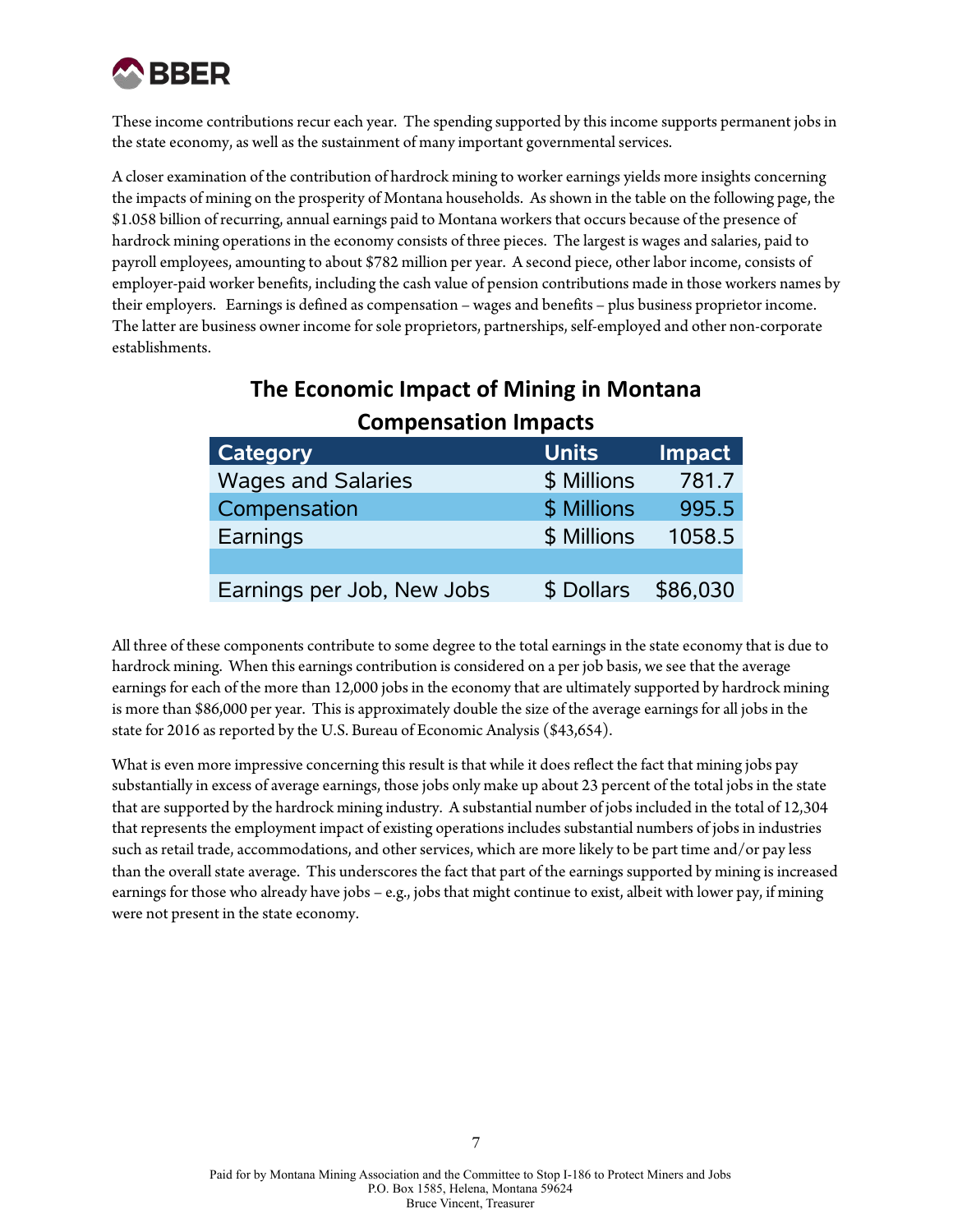These income contributions recur each year. The spending supported by this income supports permanent jobs in the state economy, as well as the sustainment of many important governmental services.

A closer examination of the contribution of hardrock mining to worker earnings yields more insights concerning the impacts of mining on the prosperity of Montana households. As shown in the table on the following page, the $1.058 billion of recurring, annual earnings paid to Montana workers that occurs because of the presence of hardrock mining operations in the economy consists of three pieces. The largest is wages and salaries, paid to payroll employees, amounting to about $782 million per year. A second piece, other labor income, consists of employer-paid worker benefits, including the cash value of pension contributions made in those workers names by their employers. Earnings is defined as compensation – wages and benefits – plus business proprietor income. The latter are business owner income for sole proprietors, partnerships, self-employed and other non-corporate establishments.

## The Economic Impact of Mining in Montana
### Compensation Impacts

| Category | Units | Impact |
|---|---|---|
| Wages and Salaries | $ Millions | 781.7 |
| Compensation | $ Millions | 995.5 |
| Earnings | $ Millions | 1058.5 |
| | | |
| Earnings per Job, New Jobs | $ Dollars | $86,030 |

All three of these components contribute to some degree to the total earnings in the state economy that is due to hardrock mining. When this earnings contribution is considered on a per job basis, we see that the average earnings for each of the more than 12,000 jobs in the economy that are ultimately supported by hardrock mining is more than $86,000 per year. This is approximately double the size of the average earnings for all jobs in the state for 2016 as reported by the U.S. Bureau of Economic Analysis ($43,654).

What is even more impressive concerning this result is that while it does reflect the fact that mining jobs pay substantially in excess of average earnings, those jobs only make up about 23 percent of the total jobs in the state that are supported by the hardrock mining industry. A substantial number of jobs included in the total of 12,304 that represents the employment impact of existing operations includes substantial numbers of jobs in industries such as retail trade, accommodations, and other services, which are more likely to be part time and/or pay less than the overall state average. This underscores the fact that part of the earnings supported by mining is increased earnings for those who already have jobs – e.g., jobs that might continue to exist, albeit with lower pay, if mining were not present in the state economy.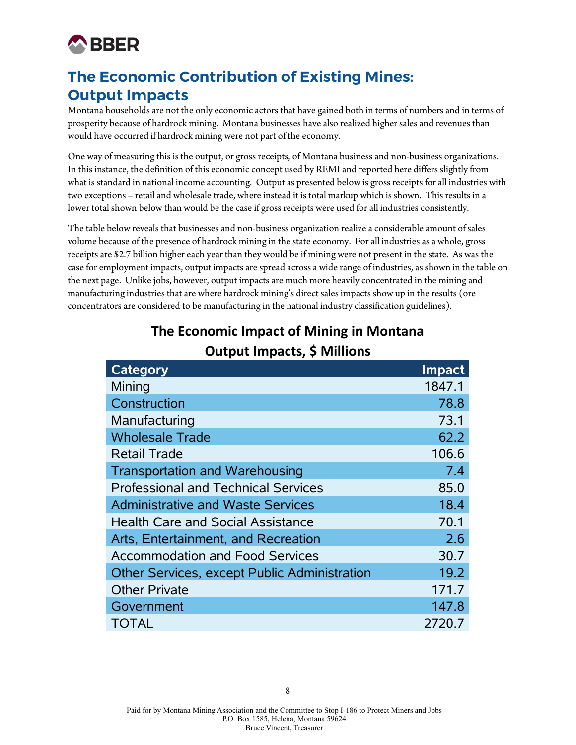# The Economic Contribution of Existing Mines: Output Impacts

Montana households are not the only economic actors that have gained both in terms of numbers and in terms of prosperity because of hardrock mining. Montana businesses have also realized higher sales and revenues than would have occurred if hardrock mining were not part of the economy.

One way of measuring this is the output, or gross receipts, of Montana business and non-business organizations. In this instance, the definition of this economic concept used by REMI and reported here differs slightly from what is standard in national income accounting. Output as presented below is gross receipts for all industries with two exceptions – retail and wholesale trade, where instead it is total markup which is shown. This results in a lower total shown below than would be the case if gross receipts were used for all industries consistently.

The table below reveals that businesses and non-business organization realize a considerable amount of sales volume because of the presence of hardrock mining in the state economy. For all industries as a whole, gross receipts are $2.7 billion higher each year than they would be if mining were not present in the state. As was the case for employment impacts, output impacts are spread across a wide range of industries, as shown in the table on the next page. Unlike jobs, however, output impacts are much more heavily concentrated in the mining and manufacturing industries that are where hardrock mining's direct sales impacts show up in the results (ore concentrators are considered to be manufacturing in the national industry classification guidelines).

## The Economic Impact of Mining in Montana Output Impacts, $ Millions

| Category | Impact |
|---|---|
| Mining | 1847.1 |
| Construction | 78.8 |
| Manufacturing | 73.1 |
| Wholesale Trade | 62.2 |
| Retail Trade | 106.6 |
| Transportation and Warehousing | 7.4 |
| Professional and Technical Services | 85.0 |
| Administrative and Waste Services | 18.4 |
| Health Care and Social Assistance | 70.1 |
| Arts, Entertainment, and Recreation | 2.6 |
| Accommodation and Food Services | 30.7 |
| Other Services, except Public Administration | 19.2 |
| Other Private | 171.7 |
| Government | 147.8 |
| TOTAL | 2720.7 |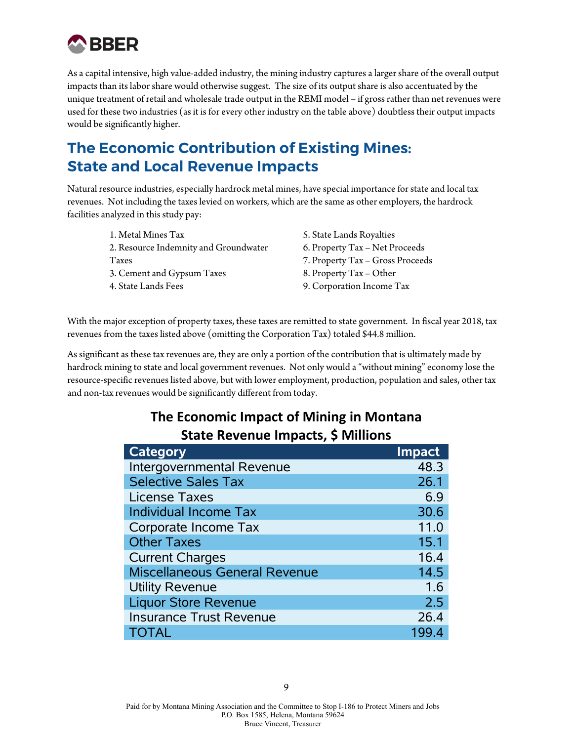As a capital intensive, high value-added industry, the mining industry captures a larger share of the overall output impacts than its labor share would otherwise suggest. The size of its output share is also accentuated by the unique treatment of retail and wholesale trade output in the REMI model – if gross rather than net revenues were used for these two industries (as it is for every other industry on the table above) doubtless their output impacts would be significantly higher.

## The Economic Contribution of Existing Mines: State and Local Revenue Impacts

Natural resource industries, especially hardrock metal mines, have special importance for state and local tax revenues. Not including the taxes levied on workers, which are the same as other employers, the hardrock facilities analyzed in this study pay:

1. Metal Mines Tax
2. Resource Indemnity and Groundwater Taxes
3. Cement and Gypsum Taxes
4. State Lands Fees
5. State Lands Royalties
6. Property Tax – Net Proceeds
7. Property Tax – Gross Proceeds
8. Property Tax – Other
9. Corporation Income Tax

With the major exception of property taxes, these taxes are remitted to state government. In fiscal year 2018, tax revenues from the taxes listed above (omitting the Corporation Tax) totaled $44.8 million.

As significant as these tax revenues are, they are only a portion of the contribution that is ultimately made by hardrock mining to state and local government revenues. Not only would a "without mining" economy lose the resource-specific revenues listed above, but with lower employment, production, population and sales, other tax and non-tax revenues would be significantly different from today.

**The Economic Impact of Mining in Montana**
**State Revenue Impacts, $ Millions**

| Category | Impact |
|---|---|
| Intergovernmental Revenue | 48.3 |
| Selective Sales Tax | 26.1 |
| License Taxes | 6.9 |
| Individual Income Tax | 30.6 |
| Corporate Income Tax | 11.0 |
| Other Taxes | 15.1 |
| Current Charges | 16.4 |
| Miscellaneous General Revenue | 14.5 |
| Utility Revenue | 1.6 |
| Liquor Store Revenue | 2.5 |
| Insurance Trust Revenue | 26.4 |
| TOTAL | 199.4 |

Paid for by Montana Mining Association and the Committee to Stop I-186 to Protect Miners and Jobs
P.O. Box 1585, Helena, Montana 59624
Bruce Vincent, Treasurer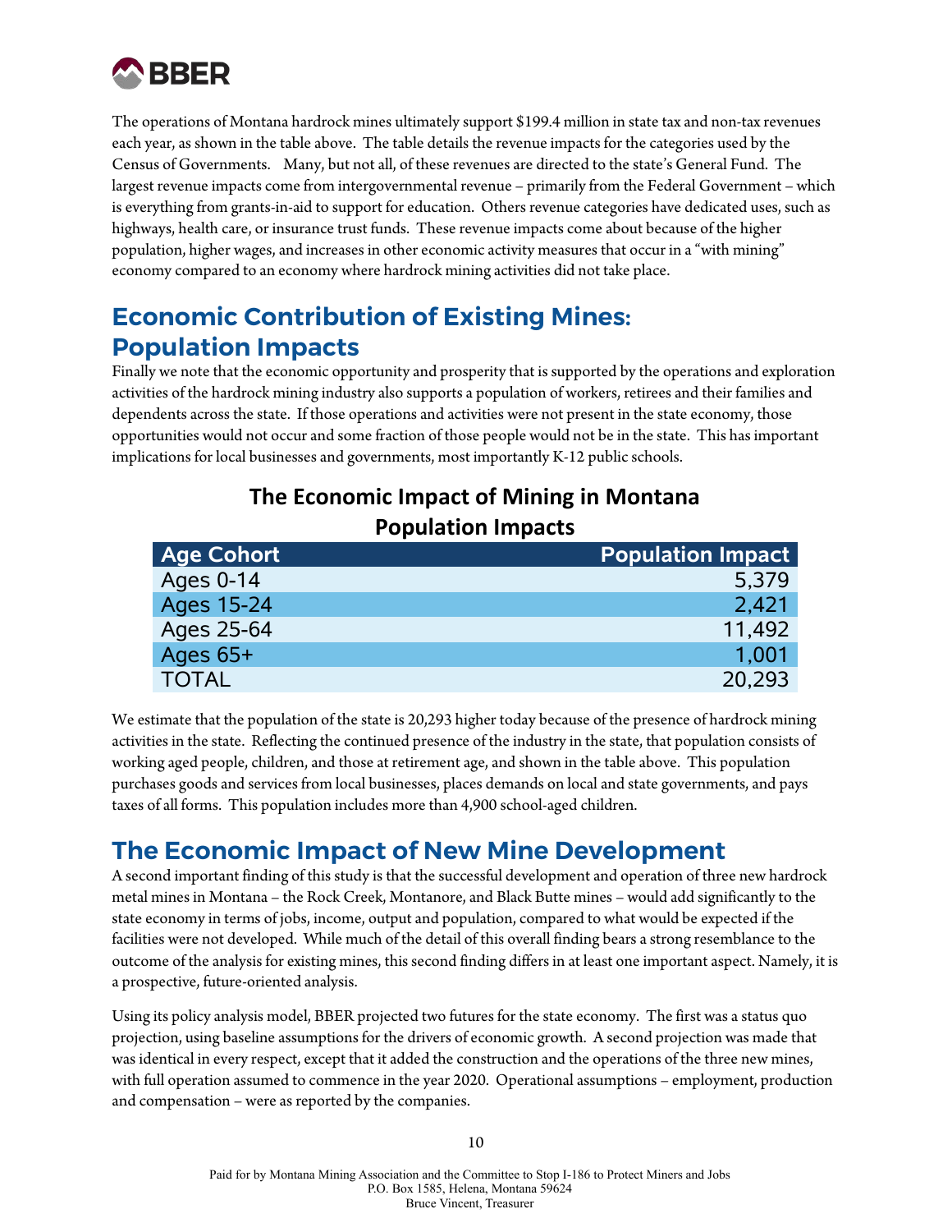The operations of Montana hardrock mines ultimately support $199.4 million in state tax and non-tax revenues each year, as shown in the table above. The table details the revenue impacts for the categories used by the Census of Governments. Many, but not all, of these revenues are directed to the state's General Fund. The largest revenue impacts come from intergovernmental revenue – primarily from the Federal Government – which is everything from grants-in-aid to support for education. Others revenue categories have dedicated uses, such as highways, health care, or insurance trust funds. These revenue impacts come about because of the higher population, higher wages, and increases in other economic activity measures that occur in a "with mining" economy compared to an economy where hardrock mining activities did not take place.

## Economic Contribution of Existing Mines: Population Impacts

Finally we note that the economic opportunity and prosperity that is supported by the operations and exploration activities of the hardrock mining industry also supports a population of workers, retirees and their families and dependents across the state. If those operations and activities were not present in the state economy, those opportunities would not occur and some fraction of those people would not be in the state. This has important implications for local businesses and governments, most importantly K-12 public schools.

**The Economic Impact of Mining in Montana**
**Population Impacts**

| Age Cohort | Population Impact |
|---|---|
| Ages 0-14 | 5,379 |
| Ages 15-24 | 2,421 |
| Ages 25-64 | 11,492 |
| Ages 65+ | 1,001 |
| TOTAL | 20,293 |

We estimate that the population of the state is 20,293 higher today because of the presence of hardrock mining activities in the state. Reflecting the continued presence of the industry in the state, that population consists of working aged people, children, and those at retirement age, and shown in the table above. This population purchases goods and services from local businesses, places demands on local and state governments, and pays taxes of all forms. This population includes more than 4,900 school-aged children.

## The Economic Impact of New Mine Development

A second important finding of this study is that the successful development and operation of three new hardrock metal mines in Montana – the Rock Creek, Montanore, and Black Butte mines – would add significantly to the state economy in terms of jobs, income, output and population, compared to what would be expected if the facilities were not developed. While much of the detail of this overall finding bears a strong resemblance to the outcome of the analysis for existing mines, this second finding differs in at least one important aspect. Namely, it is a prospective, future-oriented analysis.

Using its policy analysis model, BBER projected two futures for the state economy. The first was a status quo projection, using baseline assumptions for the drivers of economic growth. A second projection was made that was identical in every respect, except that it added the construction and the operations of the three new mines, with full operation assumed to commence in the year 2020. Operational assumptions – employment, production and compensation – were as reported by the companies.

Paid for by Montana Mining Association and the Committee to Stop I-186 to Protect Miners and Jobs
P.O. Box 1585, Helena, Montana 59624
Bruce Vincent, Treasurer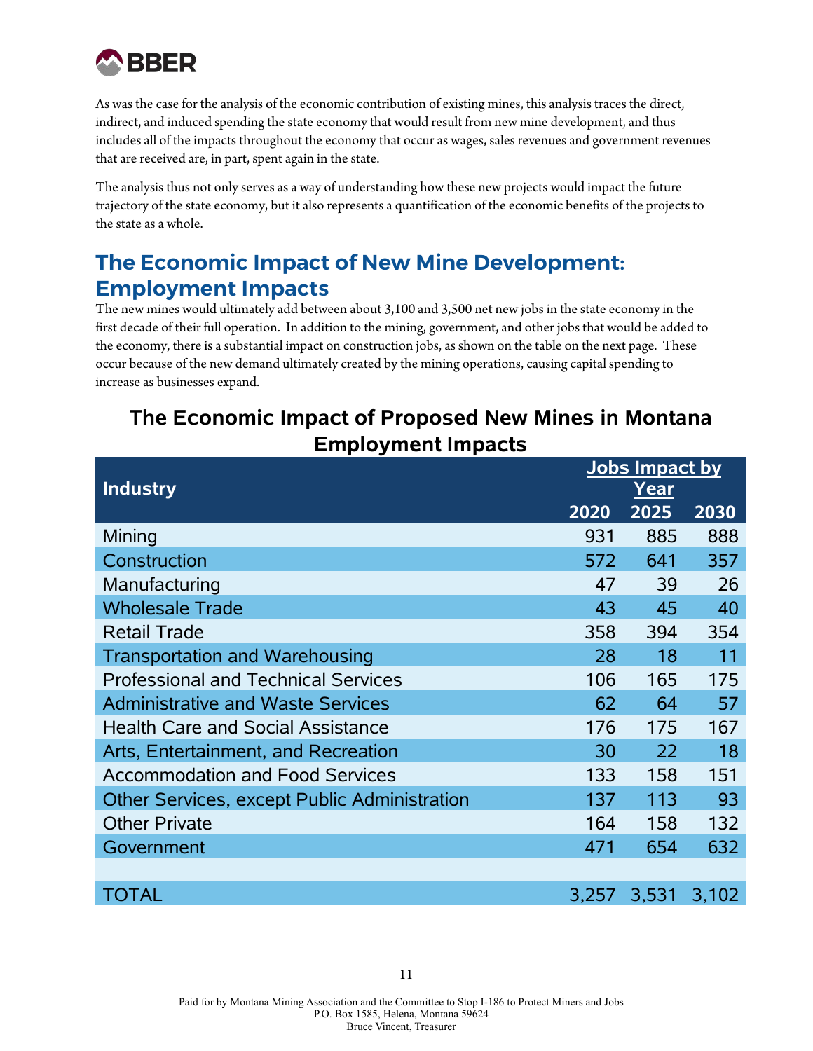As was the case for the analysis of the economic contribution of existing mines, this analysis traces the direct, indirect, and induced spending the state economy that would result from new mine development, and thus includes all of the impacts throughout the economy that occur as wages, sales revenues and government revenues that are received are, in part, spent again in the state.

The analysis thus not only serves as a way of understanding how these new projects would impact the future trajectory of the state economy, but it also represents a quantification of the economic benefits of the projects to the state as a whole.

## The Economic Impact of New Mine Development: Employment Impacts

The new mines would ultimately add between about 3,100 and 3,500 net new jobs in the state economy in the first decade of their full operation. In addition to the mining, government, and other jobs that would be added to the economy, there is a substantial impact on construction jobs, as shown on the table on the next page. These occur because of the new demand ultimately created by the mining operations, causing capital spending to increase as businesses expand.

### The Economic Impact of Proposed New Mines in Montana Employment Impacts

| Industry | Jobs Impact by Year | | |
|---|---|---|---|
| | 2020 | 2025 | 2030 |
| Mining | 931 | 885 | 888 |
| Construction | 572 | 641 | 357 |
| Manufacturing | 47 | 39 | 26 |
| Wholesale Trade | 43 | 45 | 40 |
| Retail Trade | 358 | 394 | 354 |
| Transportation and Warehousing | 28 | 18 | 11 |
| Professional and Technical Services | 106 | 165 | 175 |
| Administrative and Waste Services | 62 | 64 | 57 |
| Health Care and Social Assistance | 176 | 175 | 167 |
| Arts, Entertainment, and Recreation | 30 | 22 | 18 |
| Accommodation and Food Services | 133 | 158 | 151 |
| Other Services, except Public Administration | 137 | 113 | 93 |
| Other Private | 164 | 158 | 132 |
| Government | 471 | 654 | 632 |
| | | | |
| TOTAL | 3,257 | 3,531 | 3,102 |

Paid for by Montana Mining Association and the Committee to Stop I-186 to Protect Miners and Jobs
P.O. Box 1585, Helena, Montana 59624
Bruce Vincent, Treasurer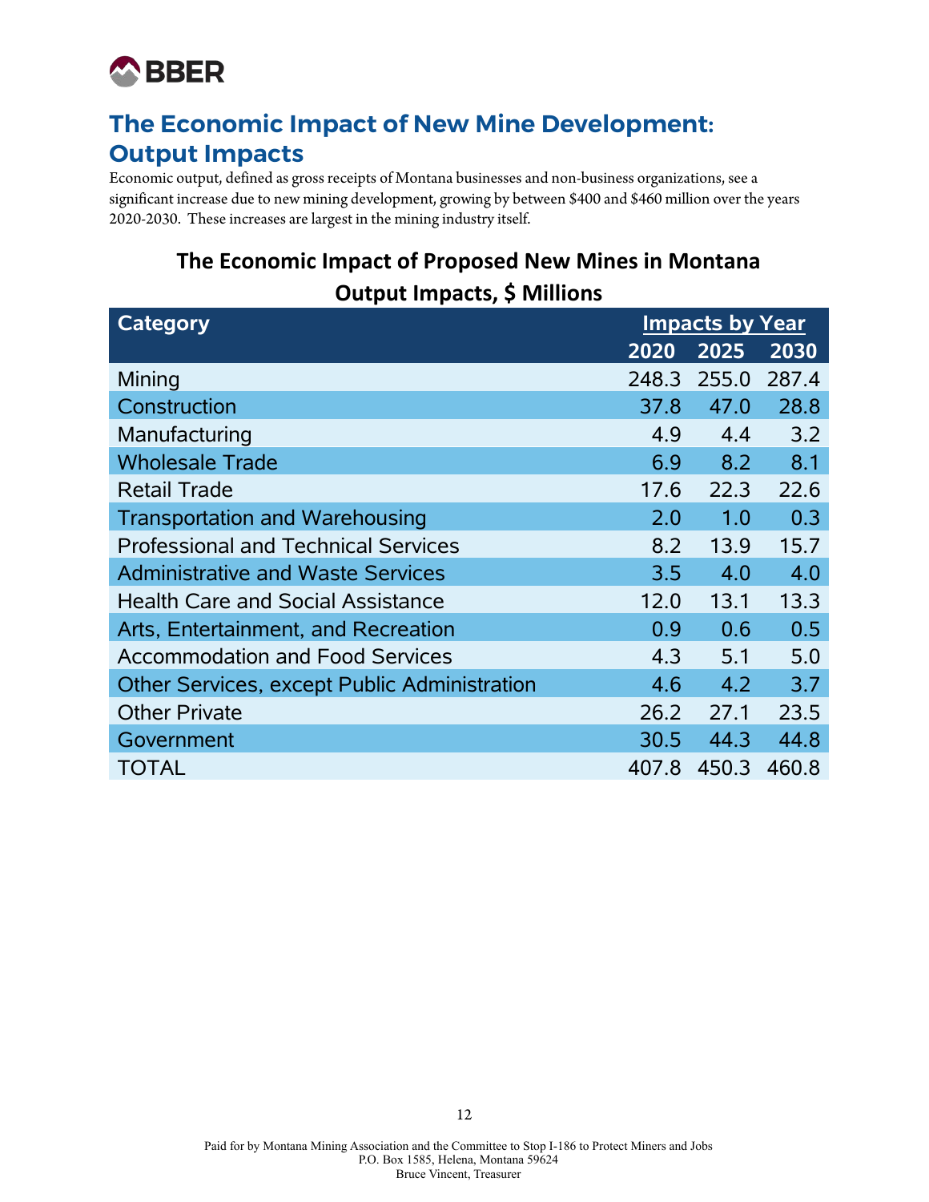BBER

## The Economic Impact of New Mine Development: Output Impacts

Economic output, defined as gross receipts of Montana businesses and non-business organizations, see a significant increase due to new mining development, growing by between $400 and $460 million over the years 2020-2030. These increases are largest in the mining industry itself.

### The Economic Impact of Proposed New Mines in Montana Output Impacts, $ Millions

| Category | Impacts by Year | | |
|---|---|---|---|
| | 2020 | 2025 | 2030 |
| Mining | 248.3 | 255.0 | 287.4 |
| Construction | 37.8 | 47.0 | 28.8 |
| Manufacturing | 4.9 | 4.4 | 3.2 |
| Wholesale Trade | 6.9 | 8.2 | 8.1 |
| Retail Trade | 17.6 | 22.3 | 22.6 |
| Transportation and Warehousing | 2.0 | 1.0 | 0.3 |
| Professional and Technical Services | 8.2 | 13.9 | 15.7 |
| Administrative and Waste Services | 3.5 | 4.0 | 4.0 |
| Health Care and Social Assistance | 12.0 | 13.1 | 13.3 |
| Arts, Entertainment, and Recreation | 0.9 | 0.6 | 0.5 |
| Accommodation and Food Services | 4.3 | 5.1 | 5.0 |
| Other Services, except Public Administration | 4.6 | 4.2 | 3.7 |
| Other Private | 26.2 | 27.1 | 23.5 |
| Government | 30.5 | 44.3 | 44.8 |
| TOTAL | 407.8 | 450.3 | 460.8 |

Paid for by Montana Mining Association and the Committee to Stop I-186 to Protect Miners and Jobs
P.O. Box 1585, Helena, Montana 59624
Bruce Vincent, Treasurer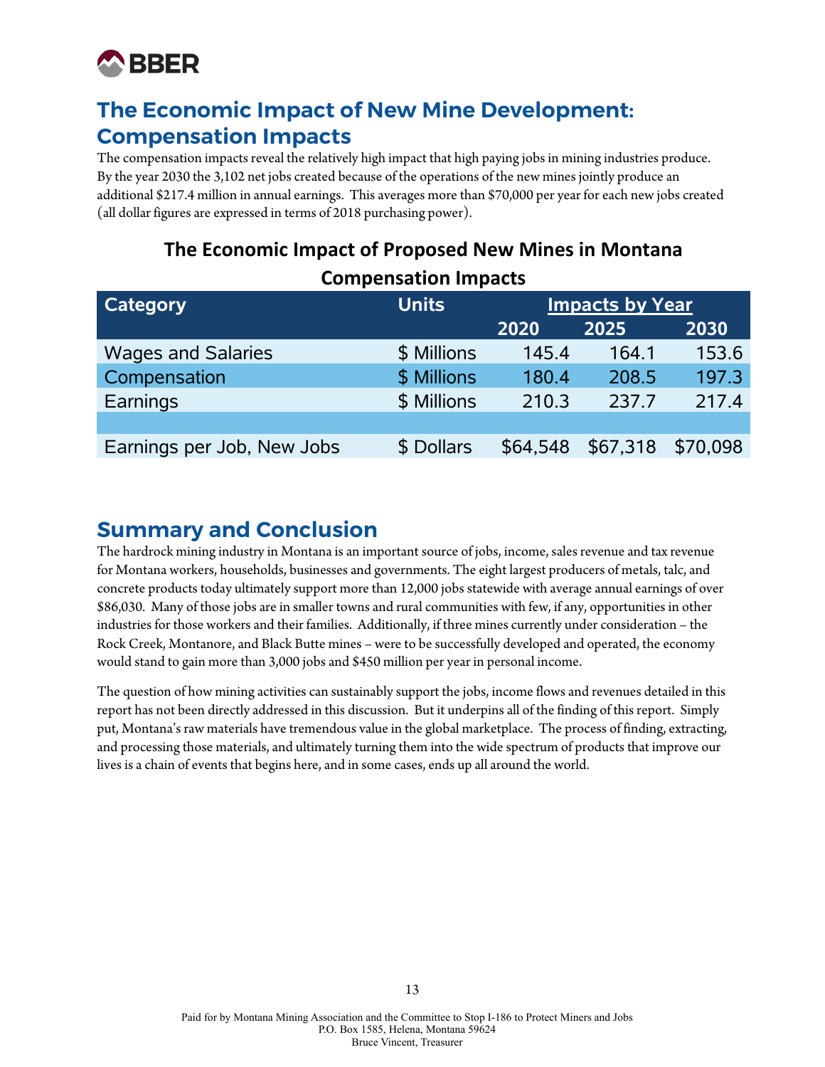## The Economic Impact of New Mine Development: Compensation Impacts

The compensation impacts reveal the relatively high impact that high paying jobs in mining industries produce. By the year 2030 the 3,102 net jobs created because of the operations of the new mines jointly produce an additional $217.4 million in annual earnings. This averages more than $70,000 per year for each new jobs created (all dollar figures are expressed in terms of 2018 purchasing power).

### The Economic Impact of Proposed New Mines in Montana Compensation Impacts

| Category | Units | Impacts by Year | | |
|---|---|---|---|---|
| | | 2020 | 2025 | 2030 |
| Wages and Salaries | $ Millions | 145.4 | 164.1 | 153.6 |
| Compensation | $ Millions | 180.4 | 208.5 | 197.3 |
| Earnings | $ Millions | 210.3 | 237.7 | 217.4 |
| | | | | |
| Earnings per Job, New Jobs | $ Dollars | $64,548 | $67,318 | $70,098 |

## Summary and Conclusion

The hardrock mining industry in Montana is an important source of jobs, income, sales revenue and tax revenue for Montana workers, households, businesses and governments. The eight largest producers of metals, talc, and concrete products today ultimately support more than 12,000 jobs statewide with average annual earnings of over $86,030. Many of those jobs are in smaller towns and rural communities with few, if any, opportunities in other industries for those workers and their families. Additionally, if three mines currently under consideration – the Rock Creek, Montanore, and Black Butte mines – were to be successfully developed and operated, the economy would stand to gain more than 3,000 jobs and $450 million per year in personal income.

The question of how mining activities can sustainably support the jobs, income flows and revenues detailed in this report has not been directly addressed in this discussion. But it underpins all of the finding of this report. Simply put, Montana's raw materials have tremendous value in the global marketplace. The process of finding, extracting, and processing those materials, and ultimately turning them into the wide spectrum of products that improve our lives is a chain of events that begins here, and in some cases, ends up all around the world.

Paid for by Montana Mining Association and the Committee to Stop I-186 to Protect Miners and Jobs
P.O. Box 1585, Helena, Montana 59624
Bruce Vincent, Treasurer